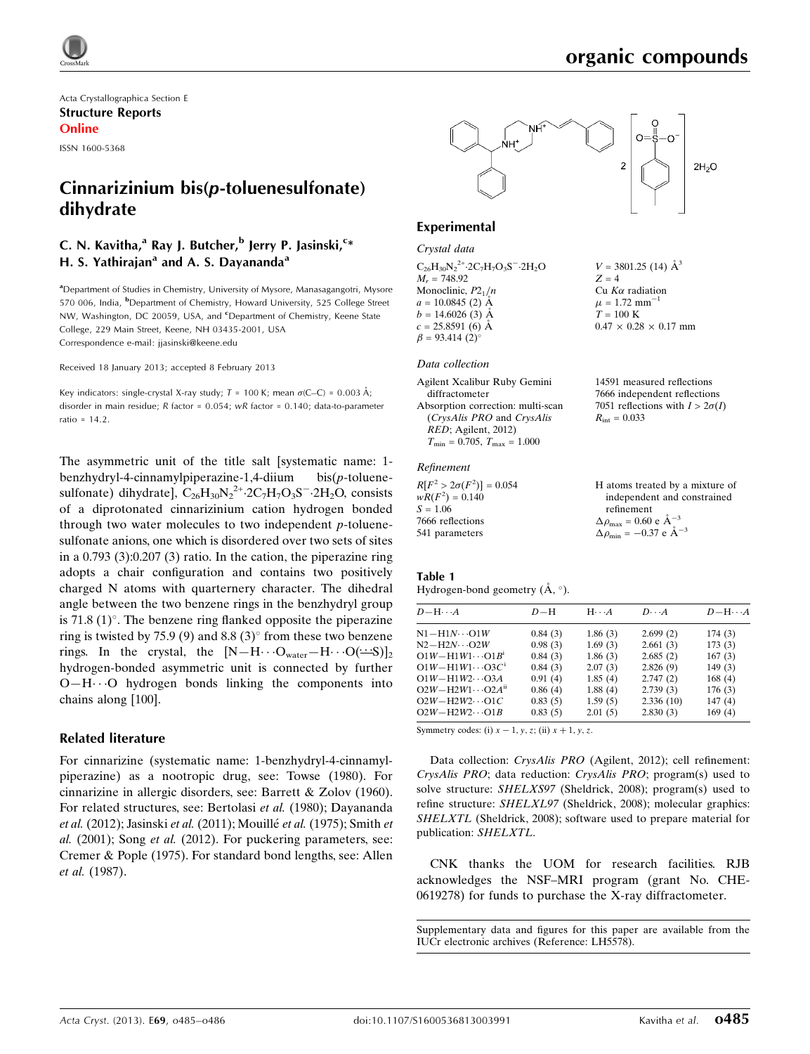Acta Crystallographica Section E
**Structure Reports**
**Online**

ISSN 1600-5368

# Cinnarizinium bis(*p*-toluenesulfonate) dihydrate

**C. N. Kavitha,[a] Ray J. Butcher,[b] Jerry P. Jasinski,[c*] H. S. Yathirajan[a] and A. S. Dayananda[a]**

[a]Department of Studies in Chemistry, University of Mysore, Manasagangotri, Mysore 570 006, India, [b]Department of Chemistry, Howard University, 525 College Street NW, Washington, DC 20059, USA, and [c]Department of Chemistry, Keene State College, 229 Main Street, Keene, NH 03435-2001, USA
Correspondence e-mail: jjasinski@keene.edu

Received 18 January 2013; accepted 8 February 2013

Key indicators: single-crystal X-ray study; $T$ = 100 K; mean $\sigma$(C–C) = 0.003 Å; disorder in main residue; $R$ factor = 0.054; $wR$ factor = 0.140; data-to-parameter ratio = 14.2.

The asymmetric unit of the title salt [systematic name: 1-benzhydryl-4-cinnamylpiperazine-1,4-diium bis(*p*-toluenesulfonate) dihydrate], $C_{26}H_{30}N_2^{2+}\cdot 2C_7H_7O_3S^-\cdot 2H_2O$, consists of a diprotonated cinnarizinium cation hydrogen bonded through two water molecules to two independent *p*-toluenesulfonate anions, one which is disordered over two sets of sites in a 0.793 (3):0.207 (3) ratio. In the cation, the piperazine ring adopts a chair configuration and contains two positively charged N atoms with quarternery character. The dihedral angle between the two benzene rings in the benzhydryl group is 71.8 (1)°. The benzene ring flanked opposite the piperazine ring is twisted by 75.9 (9) and 8.8 (3)° from these two benzene rings. In the crystal, the [N—H···O$_{water}$—H···O(⋯S)]$_2$ hydrogen-bonded asymmetric unit is connected by further O—H···O hydrogen bonds linking the components into chains along [100].

## Related literature

For cinnarizine (systematic name: 1-benzhydryl-4-cinnamyl-piperazine) as a nootropic drug, see: Towse (1980). For cinnarizine in allergic disorders, see: Barrett & Zolov (1960). For related structures, see: Bertolasi *et al.* (1980); Dayananda *et al.* (2012); Jasinski *et al.* (2011); Mouillé *et al.* (1975); Smith *et al.* (2001); Song *et al.* (2012). For puckering parameters, see: Cremer & Pople (1975). For standard bond lengths, see: Allen *et al.* (1987).

## Experimental

### Crystal data

$C_{26}H_{30}N_2^{2+}\cdot 2C_7H_7O_3S^-\cdot 2H_2O$
$M_r$ = 748.92
Monoclinic, $P2_1/n$
$a$ = 10.0845 (2) Å
$b$ = 14.6026 (3) Å
$c$ = 25.8591 (6) Å
$\beta$ = 93.414 (2)°
$V$ = 3801.25 (14) Å$^3$
$Z$ = 4
Cu $K\alpha$ radiation
$\mu$ = 1.72 mm$^{-1}$
$T$ = 100 K
0.47 × 0.28 × 0.17 mm

### Data collection

Agilent Xcalibur Ruby Gemini diffractometer
Absorption correction: multi-scan (*CrysAlis PRO* and *CrysAlis RED*; Agilent, 2012)
$T_{min}$ = 0.705, $T_{max}$ = 1.000
14591 measured reflections
7666 independent reflections
7051 reflections with $I > 2\sigma(I)$
$R_{int}$ = 0.033

### Refinement

$R[F^2 > 2\sigma(F^2)]$ = 0.054
$wR(F^2)$ = 0.140
$S$ = 1.06
7666 reflections
541 parameters
H atoms treated by a mixture of independent and constrained refinement
$\Delta\rho_{max}$ = 0.60 e Å$^{-3}$
$\Delta\rho_{min}$ = −0.37 e Å$^{-3}$

**Table 1**
Hydrogen-bond geometry (Å, °).

| $D$—H···$A$ | $D$—H | H···$A$ | $D$···$A$ | $D$—H···$A$ |
|---|---|---|---|---|
| N1—H1N···O1W | 0.84 (3) | 1.86 (3) | 2.699 (2) | 174 (3) |
| N2—H2N···O2W | 0.98 (3) | 1.69 (3) | 2.661 (3) | 173 (3) |
| O1W—H1W1···O1B$^i$ | 0.84 (3) | 1.86 (3) | 2.685 (2) | 167 (3) |
| O1W—H1W1···O3C$^i$ | 0.84 (3) | 2.07 (3) | 2.826 (9) | 149 (3) |
| O1W—H1W2···O3A | 0.91 (4) | 1.85 (4) | 2.747 (2) | 168 (4) |
| O2W—H2W1···O2A$^{ii}$ | 0.86 (4) | 1.88 (4) | 2.739 (3) | 176 (3) |
| O2W—H2W2···O1C | 0.83 (5) | 1.59 (5) | 2.336 (10) | 147 (4) |
| O2W—H2W2···O1B | 0.83 (5) | 2.01 (5) | 2.830 (3) | 169 (4) |

Symmetry codes: (i) $x-1, y, z$; (ii) $x+1, y, z$.

Data collection: *CrysAlis PRO* (Agilent, 2012); cell refinement: *CrysAlis PRO*; data reduction: *CrysAlis PRO*; program(s) used to solve structure: *SHELXS97* (Sheldrick, 2008); program(s) used to refine structure: *SHELXL97* (Sheldrick, 2008); molecular graphics: *SHELXTL* (Sheldrick, 2008); software used to prepare material for publication: *SHELXTL*.

CNK thanks the UOM for research facilities. RJB acknowledges the NSF–MRI program (grant No. CHE-0619278) for funds to purchase the X-ray diffractometer.

Supplementary data and figures for this paper are available from the IUCr electronic archives (Reference: LH5578).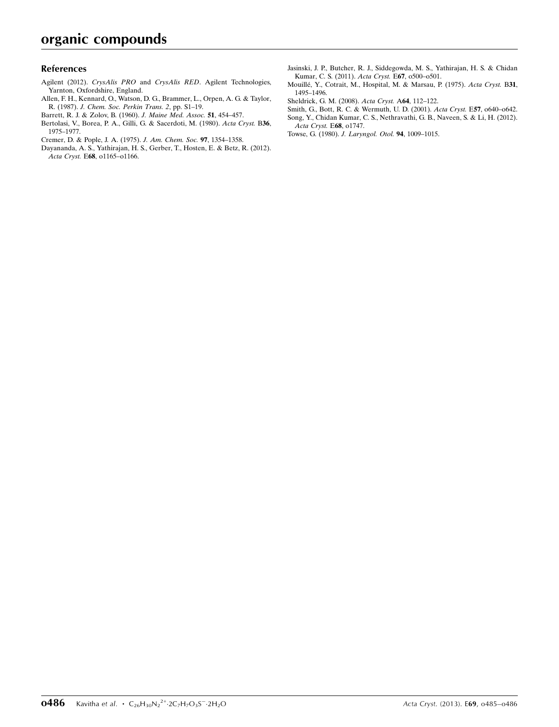## References

Agilent (2012). *CrysAlis PRO* and *CrysAlis RED*. Agilent Technologies, Yarnton, Oxfordshire, England.

Allen, F. H., Kennard, O., Watson, D. G., Brammer, L., Orpen, A. G. & Taylor, R. (1987). *J. Chem. Soc. Perkin Trans. 2*, pp. S1–19.

Barrett, R. J. & Zolov, B. (1960). *J. Maine Med. Assoc.* **51**, 454–457.

Bertolasi, V., Borea, P. A., Gilli, G. & Sacerdoti, M. (1980). *Acta Cryst.* B**36**, 1975–1977.

Cremer, D. & Pople, J. A. (1975). *J. Am. Chem. Soc.* **97**, 1354–1358.

Dayananda, A. S., Yathirajan, H. S., Gerber, T., Hosten, E. & Betz, R. (2012). *Acta Cryst.* E**68**, o1165–o1166.

Jasinski, J. P., Butcher, R. J., Siddegowda, M. S., Yathirajan, H. S. & Chidan Kumar, C. S. (2011). *Acta Cryst.* E**67**, o500–o501.

Mouillé, Y., Cotrait, M., Hospital, M. & Marsau, P. (1975). *Acta Cryst.* B**31**, 1495–1496.

Sheldrick, G. M. (2008). *Acta Cryst.* A**64**, 112–122.

Smith, G., Bott, R. C. & Wermuth, U. D. (2001). *Acta Cryst.* E**57**, o640–o642.

Song, Y., Chidan Kumar, C. S., Nethravathi, G. B., Naveen, S. & Li, H. (2012). *Acta Cryst.* E**68**, o1747.

Towse, G. (1980). *J. Laryngol. Otol.* **94**, 1009–1015.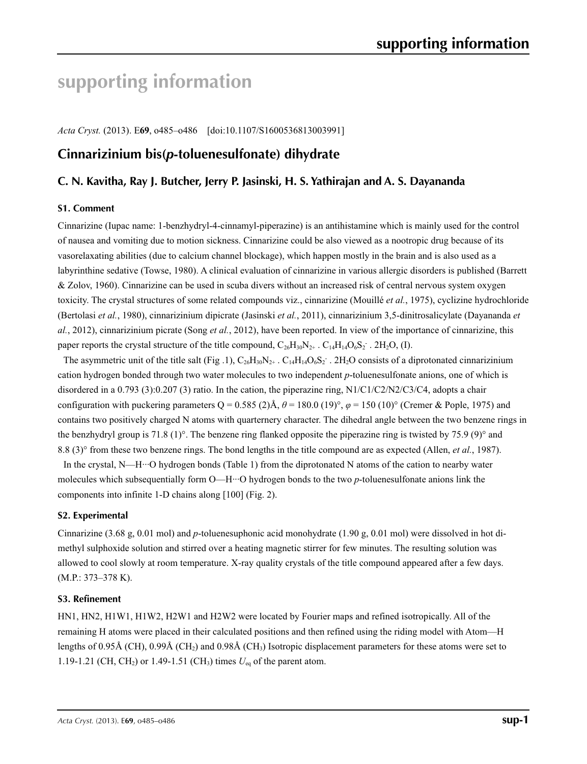# supporting information

*Acta Cryst.* (2013). E**69**, o485–o486 [doi:10.1107/S1600536813003991]

## Cinnarizinium bis(*p*-toluenesulfonate) dihydrate

### C. N. Kavitha, Ray J. Butcher, Jerry P. Jasinski, H. S. Yathirajan and A. S. Dayananda

#### S1. Comment

Cinnarizine (Iupac name: 1-benzhydryl-4-cinnamyl-piperazine) is an antihistamine which is mainly used for the control of nausea and vomiting due to motion sickness. Cinnarizine could be also viewed as a nootropic drug because of its vasorelaxating abilities (due to calcium channel blockage), which happen mostly in the brain and is also used as a labyrinthine sedative (Towse, 1980). A clinical evaluation of cinnarizine in various allergic disorders is published (Barrett & Zolov, 1960). Cinnarizine can be used in scuba divers without an increased risk of central nervous system oxygen toxicity. The crystal structures of some related compounds viz., cinnarizine (Mouillé *et al.*, 1975), cyclizine hydrochloride (Bertolasi *et al.*, 1980), cinnarizinium dipicrate (Jasinski *et al.*, 2011), cinnarizinium 3,5-dinitrosalicylate (Dayananda *et al.*, 2012), cinnarizinium picrate (Song *et al.*, 2012), have been reported. In view of the importance of cinnarizine, this paper reports the crystal structure of the title compound, $C_{26}H_{30}N_{2^+}$ . $C_{14}H_{14}O_6S_2^-$ . $2H_2O$, (I).

The asymmetric unit of the title salt (Fig .1), $C_{26}H_{30}N_{2^+}$ . $C_{14}H_{14}O_6S_2^-$ . $2H_2O$ consists of a diprotonated cinnarizinium cation hydrogen bonded through two water molecules to two independent *p*-toluenesulfonate anions, one of which is disordered in a 0.793 (3):0.207 (3) ratio. In the cation, the piperazine ring, N1/C1/C2/N2/C3/C4, adopts a chair configuration with puckering parameters Q = 0.585 (2)Å, $\theta$ = 180.0 (19)°, $\varphi$ = 150 (10)° (Cremer & Pople, 1975) and contains two positively charged N atoms with quarternery character. The dihedral angle between the two benzene rings in the benzhydryl group is 71.8 (1)°. The benzene ring flanked opposite the piperazine ring is twisted by 75.9 (9)° and 8.8 (3)° from these two benzene rings. The bond lengths in the title compound are as expected (Allen, *et al.*, 1987).

In the crystal, N—H···O hydrogen bonds (Table 1) from the diprotonated N atoms of the cation to nearby water molecules which subsequentially form O—H···O hydrogen bonds to the two *p*-toluenesulfonate anions link the components into infinite 1-D chains along [100] (Fig. 2).

#### S2. Experimental

Cinnarizine (3.68 g, 0.01 mol) and *p*-toluenesuphonic acid monohydrate (1.90 g, 0.01 mol) were dissolved in hot dimethyl sulphoxide solution and stirred over a heating magnetic stirrer for few minutes. The resulting solution was allowed to cool slowly at room temperature. X-ray quality crystals of the title compound appeared after a few days. (M.P.: 373–378 K).

#### S3. Refinement

HN1, HN2, H1W1, H1W2, H2W1 and H2W2 were located by Fourier maps and refined isotropically. All of the remaining H atoms were placed in their calculated positions and then refined using the riding model with Atom—H lengths of 0.95Å (CH), 0.99Å ($CH_2$) and 0.98Å ($CH_3$) Isotropic displacement parameters for these atoms were set to 1.19-1.21 (CH, $CH_2$) or 1.49-1.51 ($CH_3$) times $U_{eq}$ of the parent atom.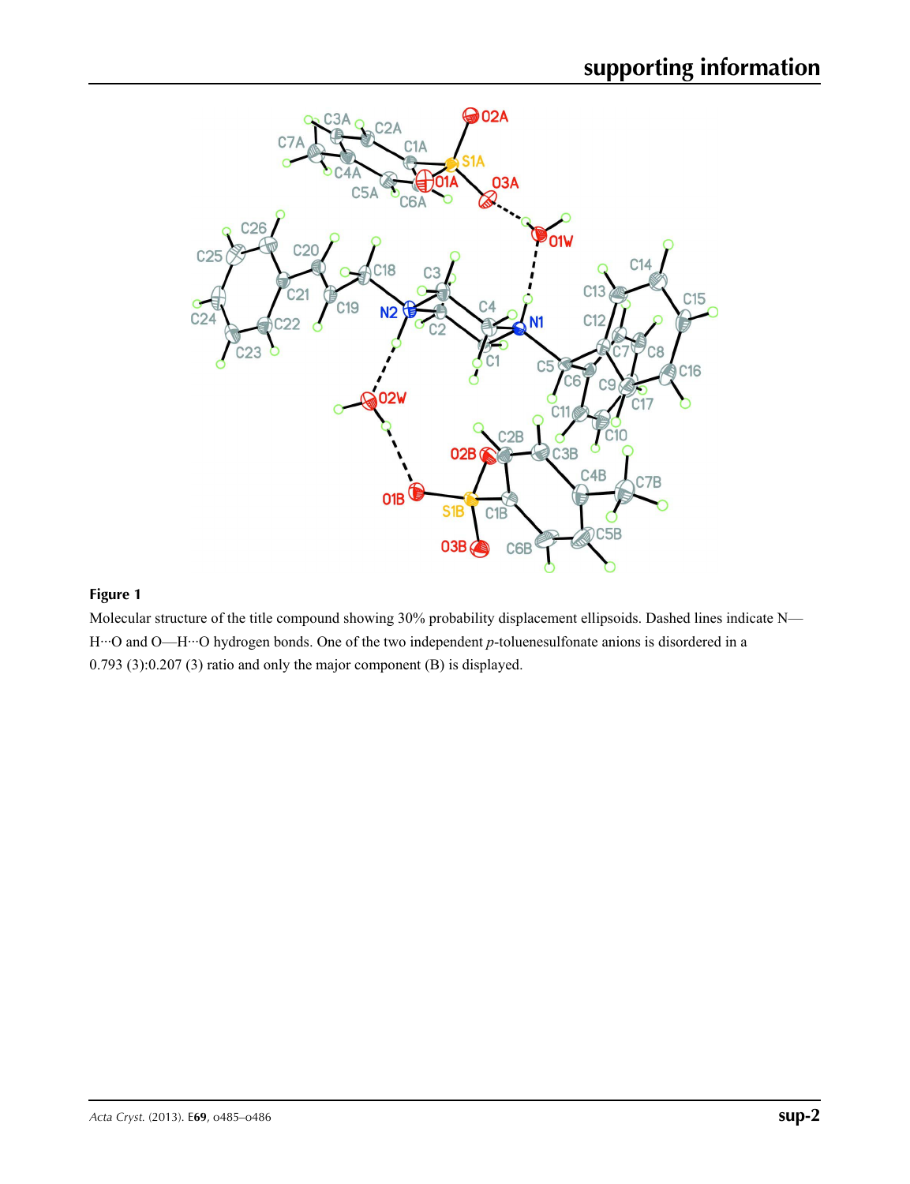**Figure 1**

Molecular structure of the title compound showing 30% probability displacement ellipsoids. Dashed lines indicate N—H···O and O—H···O hydrogen bonds. One of the two independent *p*-toluenesulfonate anions is disordered in a 0.793 (3):0.207 (3) ratio and only the major component (B) is displayed.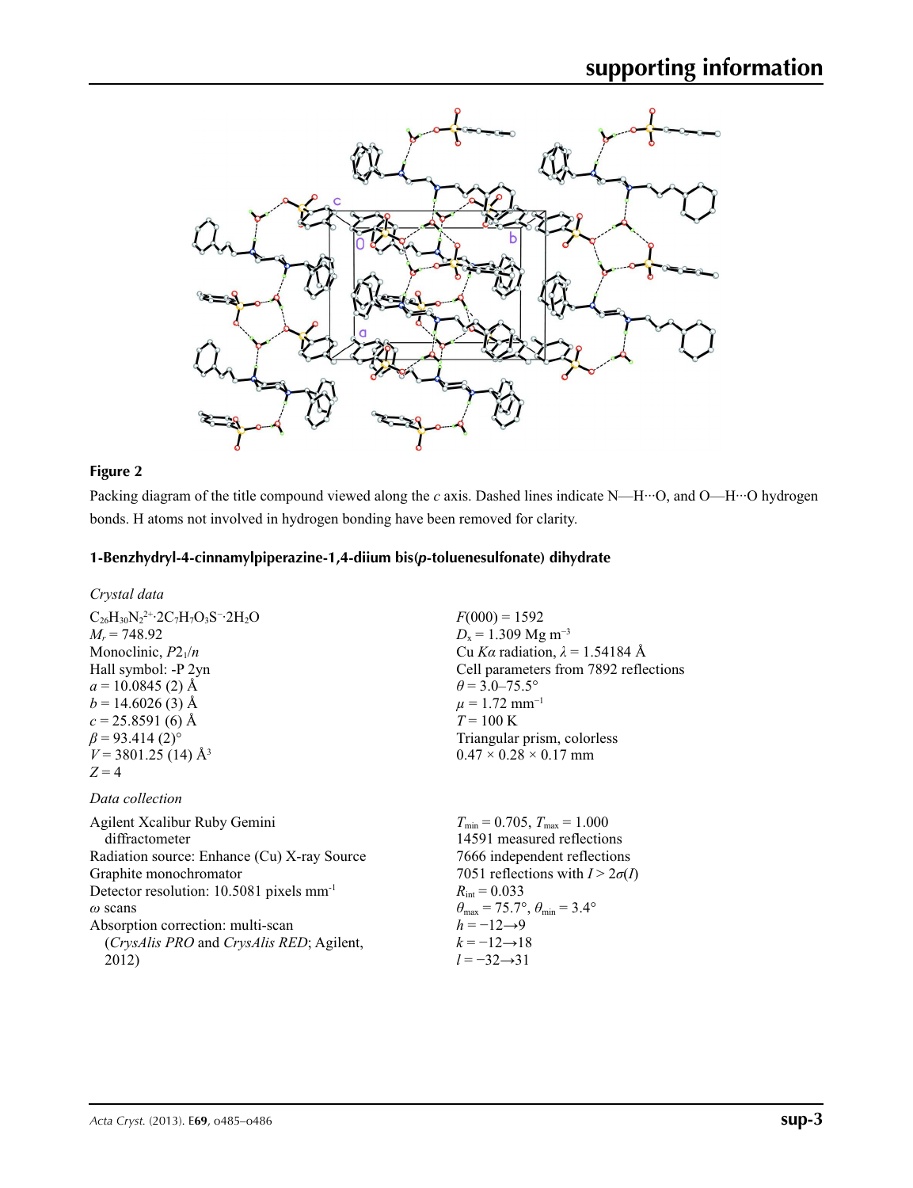**Figure 2**

Packing diagram of the title compound viewed along the *c* axis. Dashed lines indicate N—H···O, and O—H···O hydrogen bonds. H atoms not involved in hydrogen bonding have been removed for clarity.

## 1-Benzhydryl-4-cinnamylpiperazine-1,4-diium bis(*p*-toluenesulfonate) dihydrate

### *Crystal data*

$C_{26}H_{30}N_2^{2+}\cdot 2C_7H_7O_3S^{-}\cdot 2H_2O$
$M_r = 748.92$
Monoclinic, $P2_1/n$
Hall symbol: -P 2yn
$a = 10.0845$ (2) Å
$b = 14.6026$ (3) Å
$c = 25.8591$ (6) Å
$\beta = 93.414$ (2)°
$V = 3801.25$ (14) Å$^3$
$Z = 4$
$F(000) = 1592$
$D_x = 1.309$ Mg m$^{-3}$
Cu $K\alpha$ radiation, $\lambda = 1.54184$ Å
Cell parameters from 7892 reflections
$\theta = 3.0$–75.5°
$\mu = 1.72$ mm$^{-1}$
$T = 100$ K
Triangular prism, colorless
0.47 × 0.28 × 0.17 mm

### *Data collection*

Agilent Xcalibur Ruby Gemini diffractometer
Radiation source: Enhance (Cu) X-ray Source
Graphite monochromator
Detector resolution: 10.5081 pixels mm$^{-1}$
$\omega$ scans
Absorption correction: multi-scan (*CrysAlis PRO* and *CrysAlis RED*; Agilent, 2012)
$T_{min} = 0.705$, $T_{max} = 1.000$
14591 measured reflections
7666 independent reflections
7051 reflections with $I > 2\sigma(I)$
$R_{int} = 0.033$
$\theta_{max} = 75.7°$, $\theta_{min} = 3.4°$
$h = -12 \rightarrow 9$
$k = -12 \rightarrow 18$
$l = -32 \rightarrow 31$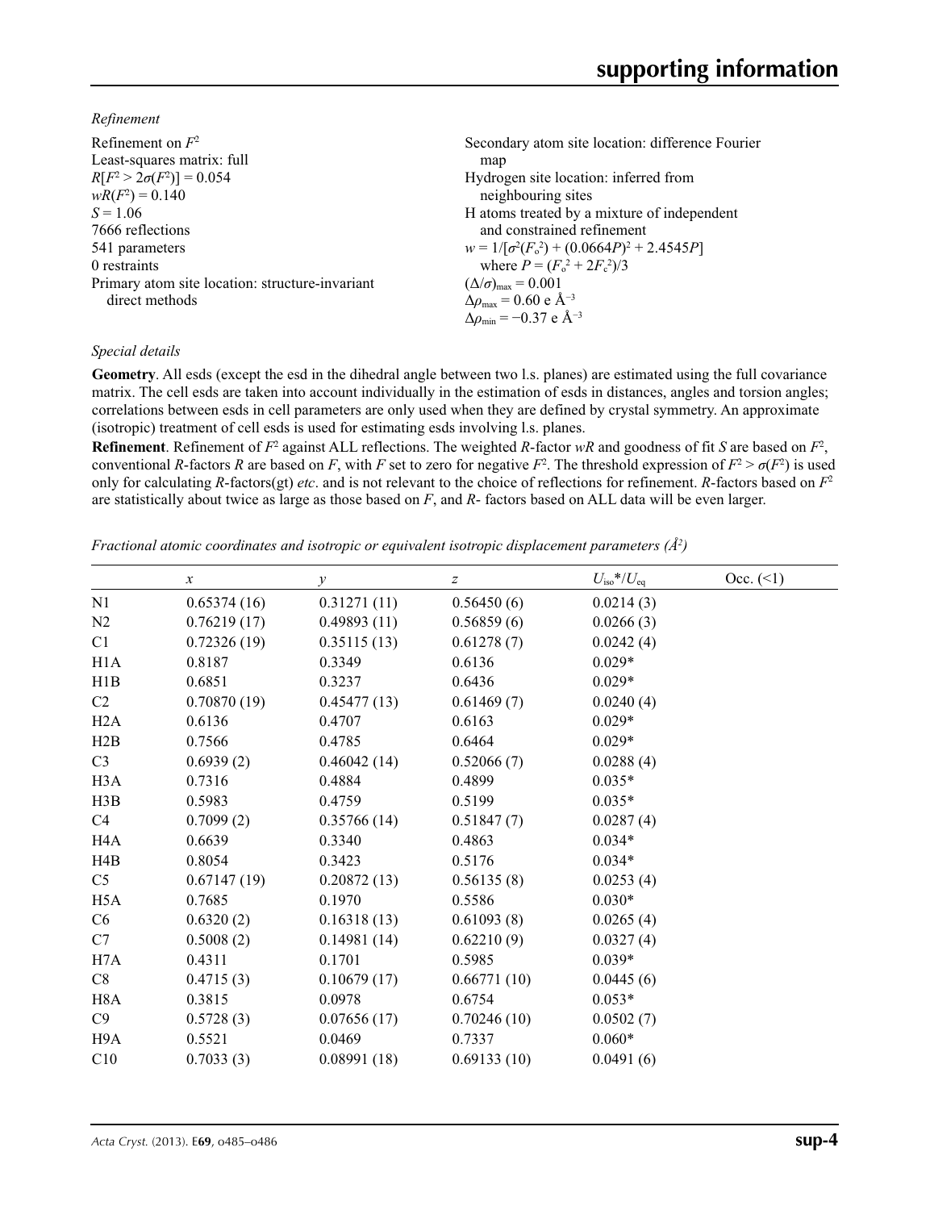*Refinement*

Refinement on $F^2$
Least-squares matrix: full
$R[F^2 > 2\sigma(F^2)] = 0.054$
$wR(F^2) = 0.140$
$S = 1.06$
7666 reflections
541 parameters
0 restraints
Primary atom site location: structure-invariant direct methods
Secondary atom site location: difference Fourier map
Hydrogen site location: inferred from neighbouring sites
H atoms treated by a mixture of independent and constrained refinement
$w = 1/[\sigma^2(F_o^2) + (0.0664P)^2 + 2.4545P]$
where $P = (F_o^2 + 2F_c^2)/3$
$(\Delta/\sigma)_{max} = 0.001$
$\Delta\rho_{max} = 0.60$ e Å$^{-3}$
$\Delta\rho_{min} = -0.37$ e Å$^{-3}$

*Special details*

**Geometry**. All esds (except the esd in the dihedral angle between two l.s. planes) are estimated using the full covariance matrix. The cell esds are taken into account individually in the estimation of esds in distances, angles and torsion angles; correlations between esds in cell parameters are only used when they are defined by crystal symmetry. An approximate (isotropic) treatment of cell esds is used for estimating esds involving l.s. planes.

**Refinement**. Refinement of $F^2$ against ALL reflections. The weighted $R$-factor $wR$ and goodness of fit $S$ are based on $F^2$, conventional $R$-factors $R$ are based on $F$, with $F$ set to zero for negative $F^2$. The threshold expression of $F^2 > \sigma(F^2)$ is used only for calculating $R$-factors(gt) *etc*. and is not relevant to the choice of reflections for refinement. $R$-factors based on $F^2$ are statistically about twice as large as those based on $F$, and $R$- factors based on ALL data will be even larger.

*Fractional atomic coordinates and isotropic or equivalent isotropic displacement parameters (Å$^2$)*

| | $x$ | $y$ | $z$ | $U_{iso}$*/$U_{eq}$ | Occ. (<1) |
|---|---|---|---|---|---|
| N1 | 0.65374 (16) | 0.31271 (11) | 0.56450 (6) | 0.0214 (3) | |
| N2 | 0.76219 (17) | 0.49893 (11) | 0.56859 (6) | 0.0266 (3) | |
| C1 | 0.72326 (19) | 0.35115 (13) | 0.61278 (7) | 0.0242 (4) | |
| H1A | 0.8187 | 0.3349 | 0.6136 | 0.029* | |
| H1B | 0.6851 | 0.3237 | 0.6436 | 0.029* | |
| C2 | 0.70870 (19) | 0.45477 (13) | 0.61469 (7) | 0.0240 (4) | |
| H2A | 0.6136 | 0.4707 | 0.6163 | 0.029* | |
| H2B | 0.7566 | 0.4785 | 0.6464 | 0.029* | |
| C3 | 0.6939 (2) | 0.46042 (14) | 0.52066 (7) | 0.0288 (4) | |
| H3A | 0.7316 | 0.4884 | 0.4899 | 0.035* | |
| H3B | 0.5983 | 0.4759 | 0.5199 | 0.035* | |
| C4 | 0.7099 (2) | 0.35766 (14) | 0.51847 (7) | 0.0287 (4) | |
| H4A | 0.6639 | 0.3340 | 0.4863 | 0.034* | |
| H4B | 0.8054 | 0.3423 | 0.5176 | 0.034* | |
| C5 | 0.67147 (19) | 0.20872 (13) | 0.56135 (8) | 0.0253 (4) | |
| H5A | 0.7685 | 0.1970 | 0.5586 | 0.030* | |
| C6 | 0.6320 (2) | 0.16318 (13) | 0.61093 (8) | 0.0265 (4) | |
| C7 | 0.5008 (2) | 0.14981 (14) | 0.62210 (9) | 0.0327 (4) | |
| H7A | 0.4311 | 0.1701 | 0.5985 | 0.039* | |
| C8 | 0.4715 (3) | 0.10679 (17) | 0.66771 (10) | 0.0445 (6) | |
| H8A | 0.3815 | 0.0978 | 0.6754 | 0.053* | |
| C9 | 0.5728 (3) | 0.07656 (17) | 0.70246 (10) | 0.0502 (7) | |
| H9A | 0.5521 | 0.0469 | 0.7337 | 0.060* | |
| C10 | 0.7033 (3) | 0.08991 (18) | 0.69133 (10) | 0.0491 (6) | |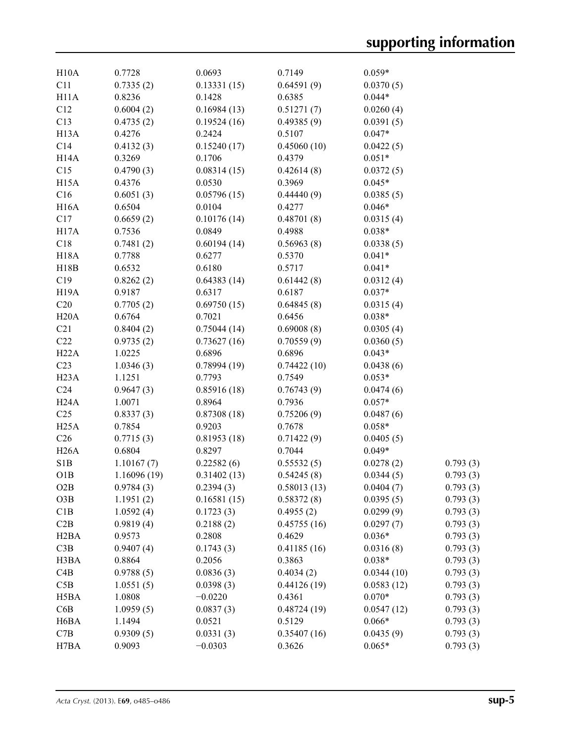| | | | | | |
|---|---|---|---|---|---|
| H10A | 0.7728 | 0.0693 | 0.7149 | 0.059* | |
| C11 | 0.7335 (2) | 0.13331 (15) | 0.64591 (9) | 0.0370 (5) | |
| H11A | 0.8236 | 0.1428 | 0.6385 | 0.044* | |
| C12 | 0.6004 (2) | 0.16984 (13) | 0.51271 (7) | 0.0260 (4) | |
| C13 | 0.4735 (2) | 0.19524 (16) | 0.49385 (9) | 0.0391 (5) | |
| H13A | 0.4276 | 0.2424 | 0.5107 | 0.047* | |
| C14 | 0.4132 (3) | 0.15240 (17) | 0.45060 (10) | 0.0422 (5) | |
| H14A | 0.3269 | 0.1706 | 0.4379 | 0.051* | |
| C15 | 0.4790 (3) | 0.08314 (15) | 0.42614 (8) | 0.0372 (5) | |
| H15A | 0.4376 | 0.0530 | 0.3969 | 0.045* | |
| C16 | 0.6051 (3) | 0.05796 (15) | 0.44440 (9) | 0.0385 (5) | |
| H16A | 0.6504 | 0.0104 | 0.4277 | 0.046* | |
| C17 | 0.6659 (2) | 0.10176 (14) | 0.48701 (8) | 0.0315 (4) | |
| H17A | 0.7536 | 0.0849 | 0.4988 | 0.038* | |
| C18 | 0.7481 (2) | 0.60194 (14) | 0.56963 (8) | 0.0338 (5) | |
| H18A | 0.7788 | 0.6277 | 0.5370 | 0.041* | |
| H18B | 0.6532 | 0.6180 | 0.5717 | 0.041* | |
| C19 | 0.8262 (2) | 0.64383 (14) | 0.61442 (8) | 0.0312 (4) | |
| H19A | 0.9187 | 0.6317 | 0.6187 | 0.037* | |
| C20 | 0.7705 (2) | 0.69750 (15) | 0.64845 (8) | 0.0315 (4) | |
| H20A | 0.6764 | 0.7021 | 0.6456 | 0.038* | |
| C21 | 0.8404 (2) | 0.75044 (14) | 0.69008 (8) | 0.0305 (4) | |
| C22 | 0.9735 (2) | 0.73627 (16) | 0.70559 (9) | 0.0360 (5) | |
| H22A | 1.0225 | 0.6896 | 0.6896 | 0.043* | |
| C23 | 1.0346 (3) | 0.78994 (19) | 0.74422 (10) | 0.0438 (6) | |
| H23A | 1.1251 | 0.7793 | 0.7549 | 0.053* | |
| C24 | 0.9647 (3) | 0.85916 (18) | 0.76743 (9) | 0.0474 (6) | |
| H24A | 1.0071 | 0.8964 | 0.7936 | 0.057* | |
| C25 | 0.8337 (3) | 0.87308 (18) | 0.75206 (9) | 0.0487 (6) | |
| H25A | 0.7854 | 0.9203 | 0.7678 | 0.058* | |
| C26 | 0.7715 (3) | 0.81953 (18) | 0.71422 (9) | 0.0405 (5) | |
| H26A | 0.6804 | 0.8297 | 0.7044 | 0.049* | |
| S1B | 1.10167 (7) | 0.22582 (6) | 0.55532 (5) | 0.0278 (2) | 0.793 (3) |
| O1B | 1.16096 (19) | 0.31402 (13) | 0.54245 (8) | 0.0344 (5) | 0.793 (3) |
| O2B | 0.9784 (3) | 0.2394 (3) | 0.58013 (13) | 0.0404 (7) | 0.793 (3) |
| O3B | 1.1951 (2) | 0.16581 (15) | 0.58372 (8) | 0.0395 (5) | 0.793 (3) |
| C1B | 1.0592 (4) | 0.1723 (3) | 0.4955 (2) | 0.0299 (9) | 0.793 (3) |
| C2B | 0.9819 (4) | 0.2188 (2) | 0.45755 (16) | 0.0297 (7) | 0.793 (3) |
| H2BA | 0.9573 | 0.2808 | 0.4629 | 0.036* | 0.793 (3) |
| C3B | 0.9407 (4) | 0.1743 (3) | 0.41185 (16) | 0.0316 (8) | 0.793 (3) |
| H3BA | 0.8864 | 0.2056 | 0.3863 | 0.038* | 0.793 (3) |
| C4B | 0.9788 (5) | 0.0836 (3) | 0.4034 (2) | 0.0344 (10) | 0.793 (3) |
| C5B | 1.0551 (5) | 0.0398 (3) | 0.44126 (19) | 0.0583 (12) | 0.793 (3) |
| H5BA | 1.0808 | −0.0220 | 0.4361 | 0.070* | 0.793 (3) |
| C6B | 1.0959 (5) | 0.0837 (3) | 0.48724 (19) | 0.0547 (12) | 0.793 (3) |
| H6BA | 1.1494 | 0.0521 | 0.5129 | 0.066* | 0.793 (3) |
| C7B | 0.9309 (5) | 0.0331 (3) | 0.35407 (16) | 0.0435 (9) | 0.793 (3) |
| H7BA | 0.9093 | −0.0303 | 0.3626 | 0.065* | 0.793 (3) |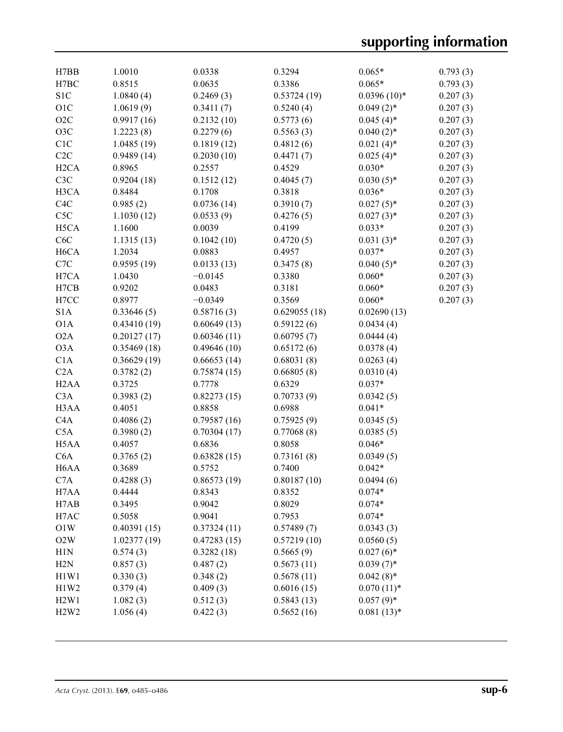| | | | | | |
|---|---|---|---|---|---|
| H7BB | 1.0010 | 0.0338 | 0.3294 | 0.065* | 0.793 (3) |
| H7BC | 0.8515 | 0.0635 | 0.3386 | 0.065* | 0.793 (3) |
| S1C | 1.0840 (4) | 0.2469 (3) | 0.53724 (19) | 0.0396 (10)* | 0.207 (3) |
| O1C | 1.0619 (9) | 0.3411 (7) | 0.5240 (4) | 0.049 (2)* | 0.207 (3) |
| O2C | 0.9917 (16) | 0.2132 (10) | 0.5773 (6) | 0.045 (4)* | 0.207 (3) |
| O3C | 1.2223 (8) | 0.2279 (6) | 0.5563 (3) | 0.040 (2)* | 0.207 (3) |
| C1C | 1.0485 (19) | 0.1819 (12) | 0.4812 (6) | 0.021 (4)* | 0.207 (3) |
| C2C | 0.9489 (14) | 0.2030 (10) | 0.4471 (7) | 0.025 (4)* | 0.207 (3) |
| H2CA | 0.8965 | 0.2557 | 0.4529 | 0.030* | 0.207 (3) |
| C3C | 0.9204 (18) | 0.1512 (12) | 0.4045 (7) | 0.030 (5)* | 0.207 (3) |
| H3CA | 0.8484 | 0.1708 | 0.3818 | 0.036* | 0.207 (3) |
| C4C | 0.985 (2) | 0.0736 (14) | 0.3910 (7) | 0.027 (5)* | 0.207 (3) |
| C5C | 1.1030 (12) | 0.0533 (9) | 0.4276 (5) | 0.027 (3)* | 0.207 (3) |
| H5CA | 1.1600 | 0.0039 | 0.4199 | 0.033* | 0.207 (3) |
| C6C | 1.1315 (13) | 0.1042 (10) | 0.4720 (5) | 0.031 (3)* | 0.207 (3) |
| H6CA | 1.2034 | 0.0883 | 0.4957 | 0.037* | 0.207 (3) |
| C7C | 0.9595 (19) | 0.0133 (13) | 0.3475 (8) | 0.040 (5)* | 0.207 (3) |
| H7CA | 1.0430 | −0.0145 | 0.3380 | 0.060* | 0.207 (3) |
| H7CB | 0.9202 | 0.0483 | 0.3181 | 0.060* | 0.207 (3) |
| H7CC | 0.8977 | −0.0349 | 0.3569 | 0.060* | 0.207 (3) |
| S1A | 0.33646 (5) | 0.58716 (3) | 0.629055 (18) | 0.02690 (13) | |
| O1A | 0.43410 (19) | 0.60649 (13) | 0.59122 (6) | 0.0434 (4) | |
| O2A | 0.20127 (17) | 0.60346 (11) | 0.60795 (7) | 0.0444 (4) | |
| O3A | 0.35469 (18) | 0.49646 (10) | 0.65172 (6) | 0.0378 (4) | |
| C1A | 0.36629 (19) | 0.66653 (14) | 0.68031 (8) | 0.0263 (4) | |
| C2A | 0.3782 (2) | 0.75874 (15) | 0.66805 (8) | 0.0310 (4) | |
| H2AA | 0.3725 | 0.7778 | 0.6329 | 0.037* | |
| C3A | 0.3983 (2) | 0.82273 (15) | 0.70733 (9) | 0.0342 (5) | |
| H3AA | 0.4051 | 0.8858 | 0.6988 | 0.041* | |
| C4A | 0.4086 (2) | 0.79587 (16) | 0.75925 (9) | 0.0345 (5) | |
| C5A | 0.3980 (2) | 0.70304 (17) | 0.77068 (8) | 0.0385 (5) | |
| H5AA | 0.4057 | 0.6836 | 0.8058 | 0.046* | |
| C6A | 0.3765 (2) | 0.63828 (15) | 0.73161 (8) | 0.0349 (5) | |
| H6AA | 0.3689 | 0.5752 | 0.7400 | 0.042* | |
| C7A | 0.4288 (3) | 0.86573 (19) | 0.80187 (10) | 0.0494 (6) | |
| H7AA | 0.4444 | 0.8343 | 0.8352 | 0.074* | |
| H7AB | 0.3495 | 0.9042 | 0.8029 | 0.074* | |
| H7AC | 0.5058 | 0.9041 | 0.7953 | 0.074* | |
| O1W | 0.40391 (15) | 0.37324 (11) | 0.57489 (7) | 0.0343 (3) | |
| O2W | 1.02377 (19) | 0.47283 (15) | 0.57219 (10) | 0.0560 (5) | |
| H1N | 0.574 (3) | 0.3282 (18) | 0.5665 (9) | 0.027 (6)* | |
| H2N | 0.857 (3) | 0.487 (2) | 0.5673 (11) | 0.039 (7)* | |
| H1W1 | 0.330 (3) | 0.348 (2) | 0.5678 (11) | 0.042 (8)* | |
| H1W2 | 0.379 (4) | 0.409 (3) | 0.6016 (15) | 0.070 (11)* | |
| H2W1 | 1.082 (3) | 0.512 (3) | 0.5843 (13) | 0.057 (9)* | |
| H2W2 | 1.056 (4) | 0.422 (3) | 0.5652 (16) | 0.081 (13)* | |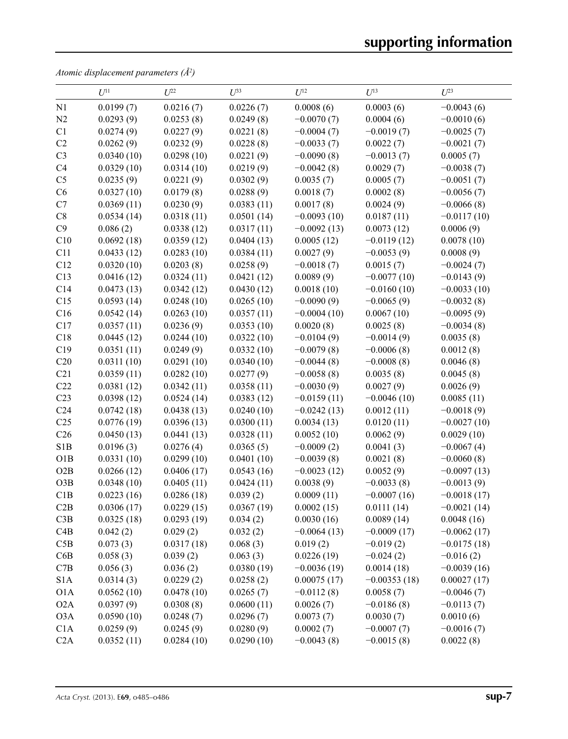*Atomic displacement parameters ($Å^2$)*

| | $U^{11}$ | $U^{22}$ | $U^{33}$ | $U^{12}$ | $U^{13}$ | $U^{23}$ |
|---|---|---|---|---|---|---|
| N1 | 0.0199 (7) | 0.0216 (7) | 0.0226 (7) | 0.0008 (6) | 0.0003 (6) | −0.0043 (6) |
| N2 | 0.0293 (9) | 0.0253 (8) | 0.0249 (8) | −0.0070 (7) | 0.0004 (6) | −0.0010 (6) |
| C1 | 0.0274 (9) | 0.0227 (9) | 0.0221 (8) | −0.0004 (7) | −0.0019 (7) | −0.0025 (7) |
| C2 | 0.0262 (9) | 0.0232 (9) | 0.0228 (8) | −0.0033 (7) | 0.0022 (7) | −0.0021 (7) |
| C3 | 0.0340 (10) | 0.0298 (10) | 0.0221 (9) | −0.0090 (8) | −0.0013 (7) | 0.0005 (7) |
| C4 | 0.0329 (10) | 0.0314 (10) | 0.0219 (9) | −0.0042 (8) | 0.0029 (7) | −0.0038 (7) |
| C5 | 0.0235 (9) | 0.0221 (9) | 0.0302 (9) | 0.0035 (7) | 0.0005 (7) | −0.0051 (7) |
| C6 | 0.0327 (10) | 0.0179 (8) | 0.0288 (9) | 0.0018 (7) | 0.0002 (8) | −0.0056 (7) |
| C7 | 0.0369 (11) | 0.0230 (9) | 0.0383 (11) | 0.0017 (8) | 0.0024 (9) | −0.0066 (8) |
| C8 | 0.0534 (14) | 0.0318 (11) | 0.0501 (14) | −0.0093 (10) | 0.0187 (11) | −0.0117 (10) |
| C9 | 0.086 (2) | 0.0338 (12) | 0.0317 (11) | −0.0092 (13) | 0.0073 (12) | 0.0006 (9) |
| C10 | 0.0692 (18) | 0.0359 (12) | 0.0404 (13) | 0.0005 (12) | −0.0119 (12) | 0.0078 (10) |
| C11 | 0.0433 (12) | 0.0283 (10) | 0.0384 (11) | 0.0027 (9) | −0.0053 (9) | 0.0008 (9) |
| C12 | 0.0320 (10) | 0.0203 (8) | 0.0258 (9) | −0.0018 (7) | 0.0015 (7) | −0.0024 (7) |
| C13 | 0.0416 (12) | 0.0324 (11) | 0.0421 (12) | 0.0089 (9) | −0.0077 (10) | −0.0143 (9) |
| C14 | 0.0473 (13) | 0.0342 (12) | 0.0430 (12) | 0.0018 (10) | −0.0160 (10) | −0.0033 (10) |
| C15 | 0.0593 (14) | 0.0248 (10) | 0.0265 (10) | −0.0090 (9) | −0.0065 (9) | −0.0032 (8) |
| C16 | 0.0542 (14) | 0.0263 (10) | 0.0357 (11) | −0.0004 (10) | 0.0067 (10) | −0.0095 (9) |
| C17 | 0.0357 (11) | 0.0236 (9) | 0.0353 (10) | 0.0020 (8) | 0.0025 (8) | −0.0034 (8) |
| C18 | 0.0445 (12) | 0.0244 (10) | 0.0322 (10) | −0.0104 (9) | −0.0014 (9) | 0.0035 (8) |
| C19 | 0.0351 (11) | 0.0249 (9) | 0.0332 (10) | −0.0079 (8) | −0.0006 (8) | 0.0012 (8) |
| C20 | 0.0311 (10) | 0.0291 (10) | 0.0340 (10) | −0.0044 (8) | −0.0008 (8) | 0.0046 (8) |
| C21 | 0.0359 (11) | 0.0282 (10) | 0.0277 (9) | −0.0058 (8) | 0.0035 (8) | 0.0045 (8) |
| C22 | 0.0381 (12) | 0.0342 (11) | 0.0358 (11) | −0.0030 (9) | 0.0027 (9) | 0.0026 (9) |
| C23 | 0.0398 (12) | 0.0524 (14) | 0.0383 (12) | −0.0159 (11) | −0.0046 (10) | 0.0085 (11) |
| C24 | 0.0742 (18) | 0.0438 (13) | 0.0240 (10) | −0.0242 (13) | 0.0012 (11) | −0.0018 (9) |
| C25 | 0.0776 (19) | 0.0396 (13) | 0.0300 (11) | 0.0034 (13) | 0.0120 (11) | −0.0027 (10) |
| C26 | 0.0450 (13) | 0.0441 (13) | 0.0328 (11) | 0.0052 (10) | 0.0062 (9) | 0.0029 (10) |
| S1B | 0.0196 (3) | 0.0276 (4) | 0.0365 (5) | −0.0009 (2) | 0.0041 (3) | −0.0067 (4) |
| O1B | 0.0331 (10) | 0.0299 (10) | 0.0401 (10) | −0.0039 (8) | 0.0021 (8) | −0.0060 (8) |
| O2B | 0.0266 (12) | 0.0406 (17) | 0.0543 (16) | −0.0023 (12) | 0.0052 (9) | −0.0097 (13) |
| O3B | 0.0348 (10) | 0.0405 (11) | 0.0424 (11) | 0.0038 (9) | −0.0033 (8) | −0.0013 (9) |
| C1B | 0.0223 (16) | 0.0286 (18) | 0.039 (2) | 0.0009 (11) | −0.0007 (16) | −0.0018 (17) |
| C2B | 0.0306 (17) | 0.0229 (15) | 0.0367 (19) | 0.0002 (15) | 0.0111 (14) | −0.0021 (14) |
| C3B | 0.0325 (18) | 0.0293 (19) | 0.034 (2) | 0.0030 (16) | 0.0089 (14) | 0.0048 (16) |
| C4B | 0.042 (2) | 0.029 (2) | 0.032 (2) | −0.0064 (13) | −0.0009 (17) | −0.0062 (17) |
| C5B | 0.073 (3) | 0.0317 (18) | 0.068 (3) | 0.019 (2) | −0.019 (2) | −0.0175 (18) |
| C6B | 0.058 (3) | 0.039 (2) | 0.063 (3) | 0.0226 (19) | −0.024 (2) | −0.016 (2) |
| C7B | 0.056 (3) | 0.036 (2) | 0.0380 (19) | −0.0036 (19) | 0.0014 (18) | −0.0039 (16) |
| S1A | 0.0314 (3) | 0.0229 (2) | 0.0258 (2) | 0.00075 (17) | −0.00353 (18) | 0.00027 (17) |
| O1A | 0.0562 (10) | 0.0478 (10) | 0.0265 (7) | −0.0112 (8) | 0.0058 (7) | −0.0046 (7) |
| O2A | 0.0397 (9) | 0.0308 (8) | 0.0600 (11) | 0.0026 (7) | −0.0186 (8) | −0.0113 (7) |
| O3A | 0.0590 (10) | 0.0248 (7) | 0.0296 (7) | 0.0073 (7) | 0.0030 (7) | 0.0010 (6) |
| C1A | 0.0259 (9) | 0.0245 (9) | 0.0280 (9) | 0.0002 (7) | −0.0007 (7) | −0.0016 (7) |
| C2A | 0.0352 (11) | 0.0284 (10) | 0.0290 (10) | −0.0043 (8) | −0.0015 (8) | 0.0022 (8) |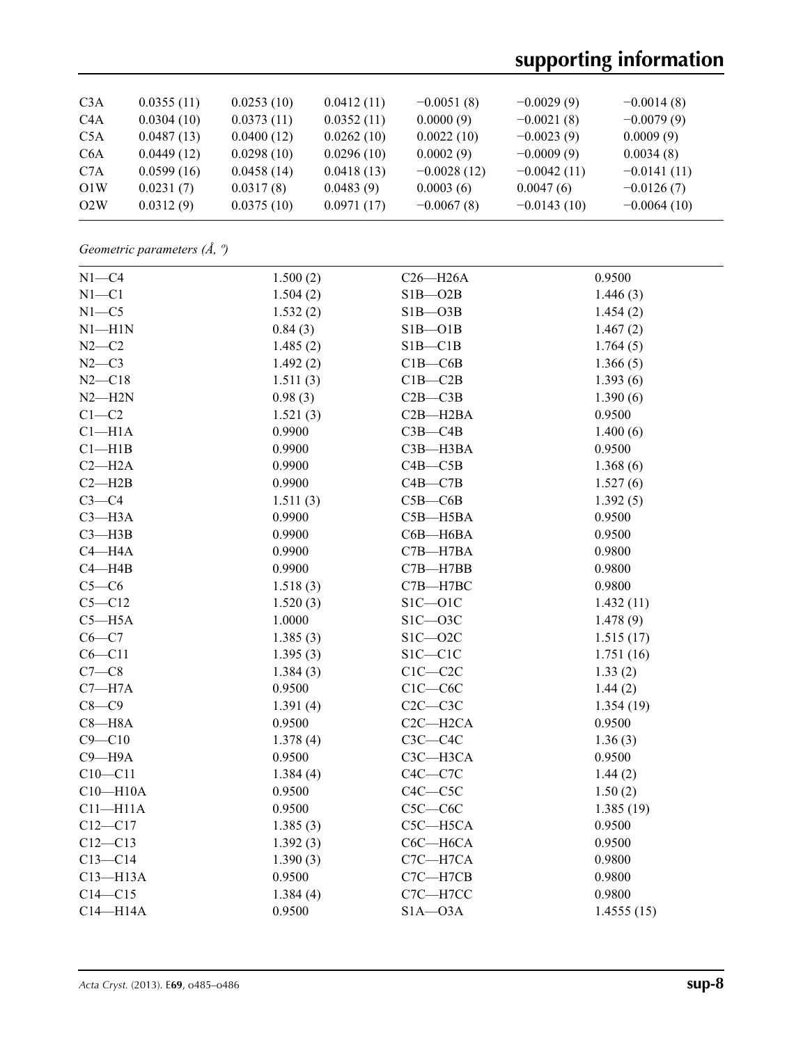| | | | | | | |
|---|---|---|---|---|---|---|
| C3A | 0.0355 (11) | 0.0253 (10) | 0.0412 (11) | −0.0051 (8) | −0.0029 (9) | −0.0014 (8) |
| C4A | 0.0304 (10) | 0.0373 (11) | 0.0352 (11) | 0.0000 (9) | −0.0021 (8) | −0.0079 (9) |
| C5A | 0.0487 (13) | 0.0400 (12) | 0.0262 (10) | 0.0022 (10) | −0.0023 (9) | 0.0009 (9) |
| C6A | 0.0449 (12) | 0.0298 (10) | 0.0296 (10) | 0.0002 (9) | −0.0009 (9) | 0.0034 (8) |
| C7A | 0.0599 (16) | 0.0458 (14) | 0.0418 (13) | −0.0028 (12) | −0.0042 (11) | −0.0141 (11) |
| O1W | 0.0231 (7) | 0.0317 (8) | 0.0483 (9) | 0.0003 (6) | 0.0047 (6) | −0.0126 (7) |
| O2W | 0.0312 (9) | 0.0375 (10) | 0.0971 (17) | −0.0067 (8) | −0.0143 (10) | −0.0064 (10) |

*Geometric parameters (Å, º)*

| | | | |
|---|---|---|---|
| N1—C4 | 1.500 (2) | C26—H26A | 0.9500 |
| N1—C1 | 1.504 (2) | S1B—O2B | 1.446 (3) |
| N1—C5 | 1.532 (2) | S1B—O3B | 1.454 (2) |
| N1—H1N | 0.84 (3) | S1B—O1B | 1.467 (2) |
| N2—C2 | 1.485 (2) | S1B—C1B | 1.764 (5) |
| N2—C3 | 1.492 (2) | C1B—C6B | 1.366 (5) |
| N2—C18 | 1.511 (3) | C1B—C2B | 1.393 (6) |
| N2—H2N | 0.98 (3) | C2B—C3B | 1.390 (6) |
| C1—C2 | 1.521 (3) | C2B—H2BA | 0.9500 |
| C1—H1A | 0.9900 | C3B—C4B | 1.400 (6) |
| C1—H1B | 0.9900 | C3B—H3BA | 0.9500 |
| C2—H2A | 0.9900 | C4B—C5B | 1.368 (6) |
| C2—H2B | 0.9900 | C4B—C7B | 1.527 (6) |
| C3—C4 | 1.511 (3) | C5B—C6B | 1.392 (5) |
| C3—H3A | 0.9900 | C5B—H5BA | 0.9500 |
| C3—H3B | 0.9900 | C6B—H6BA | 0.9500 |
| C4—H4A | 0.9900 | C7B—H7BA | 0.9800 |
| C4—H4B | 0.9900 | C7B—H7BB | 0.9800 |
| C5—C6 | 1.518 (3) | C7B—H7BC | 0.9800 |
| C5—C12 | 1.520 (3) | S1C—O1C | 1.432 (11) |
| C5—H5A | 1.0000 | S1C—O3C | 1.478 (9) |
| C6—C7 | 1.385 (3) | S1C—O2C | 1.515 (17) |
| C6—C11 | 1.395 (3) | S1C—C1C | 1.751 (16) |
| C7—C8 | 1.384 (3) | C1C—C2C | 1.33 (2) |
| C7—H7A | 0.9500 | C1C—C6C | 1.44 (2) |
| C8—C9 | 1.391 (4) | C2C—C3C | 1.354 (19) |
| C8—H8A | 0.9500 | C2C—H2CA | 0.9500 |
| C9—C10 | 1.378 (4) | C3C—C4C | 1.36 (3) |
| C9—H9A | 0.9500 | C3C—H3CA | 0.9500 |
| C10—C11 | 1.384 (4) | C4C—C7C | 1.44 (2) |
| C10—H10A | 0.9500 | C4C—C5C | 1.50 (2) |
| C11—H11A | 0.9500 | C5C—C6C | 1.385 (19) |
| C12—C17 | 1.385 (3) | C5C—H5CA | 0.9500 |
| C12—C13 | 1.392 (3) | C6C—H6CA | 0.9500 |
| C13—C14 | 1.390 (3) | C7C—H7CA | 0.9800 |
| C13—H13A | 0.9500 | C7C—H7CB | 0.9800 |
| C14—C15 | 1.384 (4) | C7C—H7CC | 0.9800 |
| C14—H14A | 0.9500 | S1A—O3A | 1.4555 (15) |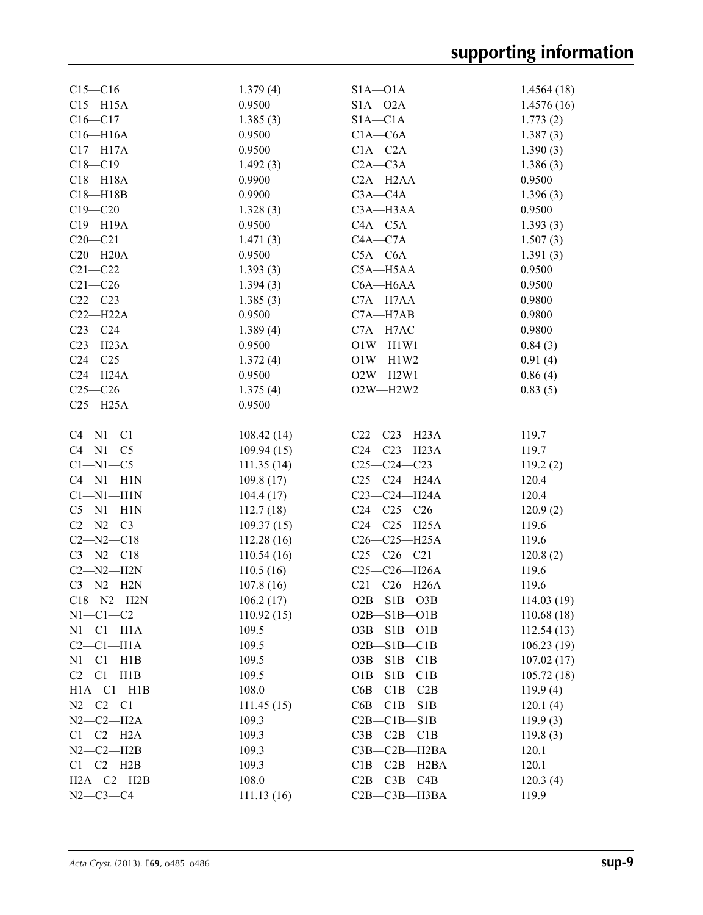| | | | |
|---|---|---|---|
| C15—C16 | 1.379 (4) | S1A—O1A | 1.4564 (18) |
| C15—H15A | 0.9500 | S1A—O2A | 1.4576 (16) |
| C16—C17 | 1.385 (3) | S1A—C1A | 1.773 (2) |
| C16—H16A | 0.9500 | C1A—C6A | 1.387 (3) |
| C17—H17A | 0.9500 | C1A—C2A | 1.390 (3) |
| C18—C19 | 1.492 (3) | C2A—C3A | 1.386 (3) |
| C18—H18A | 0.9900 | C2A—H2AA | 0.9500 |
| C18—H18B | 0.9900 | C3A—C4A | 1.396 (3) |
| C19—C20 | 1.328 (3) | C3A—H3AA | 0.9500 |
| C19—H19A | 0.9500 | C4A—C5A | 1.393 (3) |
| C20—C21 | 1.471 (3) | C4A—C7A | 1.507 (3) |
| C20—H20A | 0.9500 | C5A—C6A | 1.391 (3) |
| C21—C22 | 1.393 (3) | C5A—H5AA | 0.9500 |
| C21—C26 | 1.394 (3) | C6A—H6AA | 0.9500 |
| C22—C23 | 1.385 (3) | C7A—H7AA | 0.9800 |
| C22—H22A | 0.9500 | C7A—H7AB | 0.9800 |
| C23—C24 | 1.389 (4) | C7A—H7AC | 0.9800 |
| C23—H23A | 0.9500 | O1W—H1W1 | 0.84 (3) |
| C24—C25 | 1.372 (4) | O1W—H1W2 | 0.91 (4) |
| C24—H24A | 0.9500 | O2W—H2W1 | 0.86 (4) |
| C25—C26 | 1.375 (4) | O2W—H2W2 | 0.83 (5) |
| C25—H25A | 0.9500 | | |

| | | | |
|---|---|---|---|
| C4—N1—C1 | 108.42 (14) | C22—C23—H23A | 119.7 |
| C4—N1—C5 | 109.94 (15) | C24—C23—H23A | 119.7 |
| C1—N1—C5 | 111.35 (14) | C25—C24—C23 | 119.2 (2) |
| C4—N1—H1N | 109.8 (17) | C25—C24—H24A | 120.4 |
| C1—N1—H1N | 104.4 (17) | C23—C24—H24A | 120.4 |
| C5—N1—H1N | 112.7 (18) | C24—C25—C26 | 120.9 (2) |
| C2—N2—C3 | 109.37 (15) | C24—C25—H25A | 119.6 |
| C2—N2—C18 | 112.28 (16) | C26—C25—H25A | 119.6 |
| C3—N2—C18 | 110.54 (16) | C25—C26—C21 | 120.8 (2) |
| C2—N2—H2N | 110.5 (16) | C25—C26—H26A | 119.6 |
| C3—N2—H2N | 107.8 (16) | C21—C26—H26A | 119.6 |
| C18—N2—H2N | 106.2 (17) | O2B—S1B—O3B | 114.03 (19) |
| N1—C1—C2 | 110.92 (15) | O2B—S1B—O1B | 110.68 (18) |
| N1—C1—H1A | 109.5 | O3B—S1B—O1B | 112.54 (13) |
| C2—C1—H1A | 109.5 | O2B—S1B—C1B | 106.23 (19) |
| N1—C1—H1B | 109.5 | O3B—S1B—C1B | 107.02 (17) |
| C2—C1—H1B | 109.5 | O1B—S1B—C1B | 105.72 (18) |
| H1A—C1—H1B | 108.0 | C6B—C1B—C2B | 119.9 (4) |
| N2—C2—C1 | 111.45 (15) | C6B—C1B—S1B | 120.1 (4) |
| N2—C2—H2A | 109.3 | C2B—C1B—S1B | 119.9 (3) |
| C1—C2—H2A | 109.3 | C3B—C2B—C1B | 119.8 (3) |
| N2—C2—H2B | 109.3 | C3B—C2B—H2BA | 120.1 |
| C1—C2—H2B | 109.3 | C1B—C2B—H2BA | 120.1 |
| H2A—C2—H2B | 108.0 | C2B—C3B—C4B | 120.3 (4) |
| N2—C3—C4 | 111.13 (16) | C2B—C3B—H3BA | 119.9 |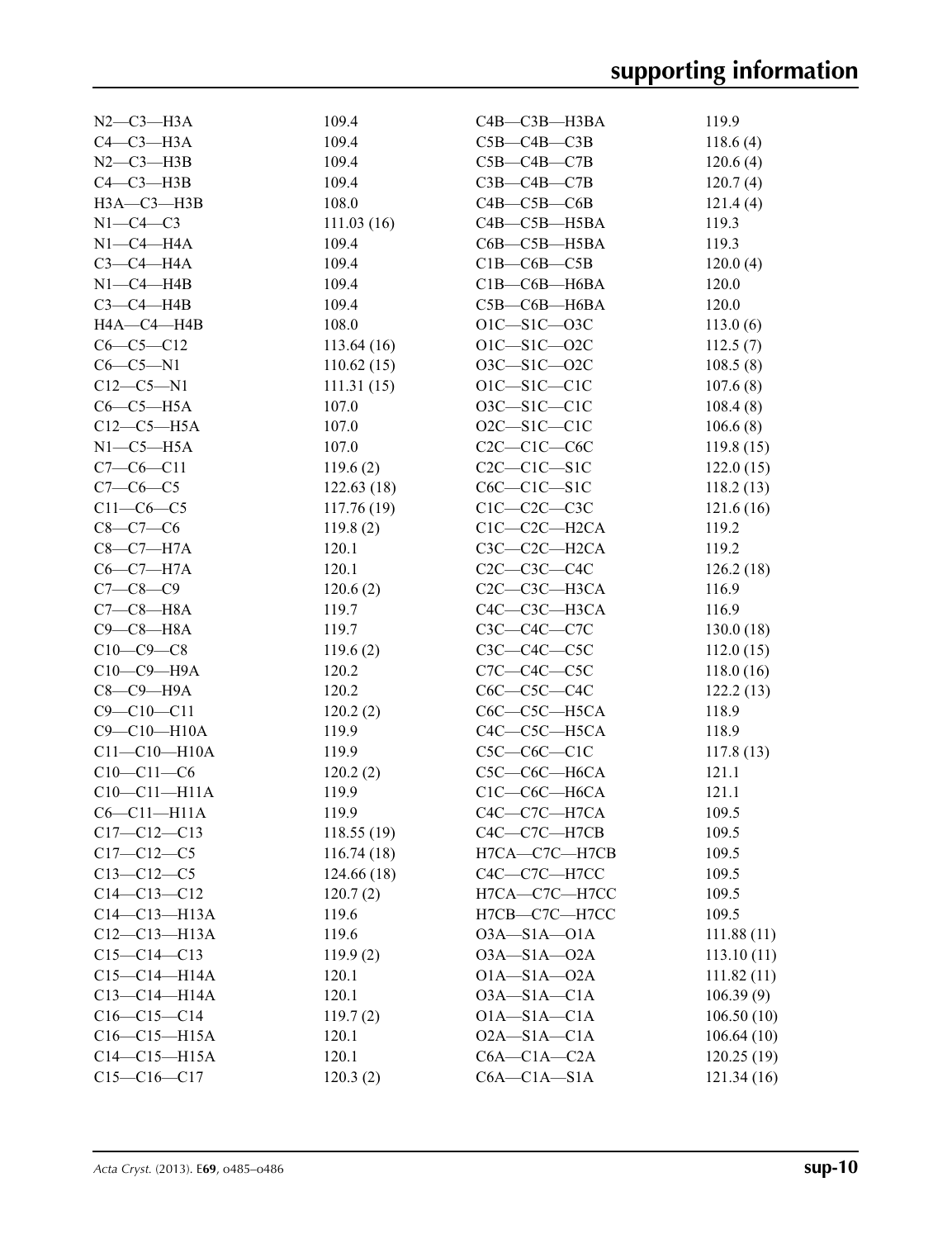| | | | |
|---|---|---|---|
| N2—C3—H3A | 109.4 | C4B—C3B—H3BA | 119.9 |
| C4—C3—H3A | 109.4 | C5B—C4B—C3B | 118.6 (4) |
| N2—C3—H3B | 109.4 | C5B—C4B—C7B | 120.6 (4) |
| C4—C3—H3B | 109.4 | C3B—C4B—C7B | 120.7 (4) |
| H3A—C3—H3B | 108.0 | C4B—C5B—C6B | 121.4 (4) |
| N1—C4—C3 | 111.03 (16) | C4B—C5B—H5BA | 119.3 |
| N1—C4—H4A | 109.4 | C6B—C5B—H5BA | 119.3 |
| C3—C4—H4A | 109.4 | C1B—C6B—C5B | 120.0 (4) |
| N1—C4—H4B | 109.4 | C1B—C6B—H6BA | 120.0 |
| C3—C4—H4B | 109.4 | C5B—C6B—H6BA | 120.0 |
| H4A—C4—H4B | 108.0 | O1C—S1C—O3C | 113.0 (6) |
| C6—C5—C12 | 113.64 (16) | O1C—S1C—O2C | 112.5 (7) |
| C6—C5—N1 | 110.62 (15) | O3C—S1C—O2C | 108.5 (8) |
| C12—C5—N1 | 111.31 (15) | O1C—S1C—C1C | 107.6 (8) |
| C6—C5—H5A | 107.0 | O3C—S1C—C1C | 108.4 (8) |
| C12—C5—H5A | 107.0 | O2C—S1C—C1C | 106.6 (8) |
| N1—C5—H5A | 107.0 | C2C—C1C—C6C | 119.8 (15) |
| C7—C6—C11 | 119.6 (2) | C2C—C1C—S1C | 122.0 (15) |
| C7—C6—C5 | 122.63 (18) | C6C—C1C—S1C | 118.2 (13) |
| C11—C6—C5 | 117.76 (19) | C1C—C2C—C3C | 121.6 (16) |
| C8—C7—C6 | 119.8 (2) | C1C—C2C—H2CA | 119.2 |
| C8—C7—H7A | 120.1 | C3C—C2C—H2CA | 119.2 |
| C6—C7—H7A | 120.1 | C2C—C3C—C4C | 126.2 (18) |
| C7—C8—C9 | 120.6 (2) | C2C—C3C—H3CA | 116.9 |
| C7—C8—H8A | 119.7 | C4C—C3C—H3CA | 116.9 |
| C9—C8—H8A | 119.7 | C3C—C4C—C7C | 130.0 (18) |
| C10—C9—C8 | 119.6 (2) | C3C—C4C—C5C | 112.0 (15) |
| C10—C9—H9A | 120.2 | C7C—C4C—C5C | 118.0 (16) |
| C8—C9—H9A | 120.2 | C6C—C5C—C4C | 122.2 (13) |
| C9—C10—C11 | 120.2 (2) | C6C—C5C—H5CA | 118.9 |
| C9—C10—H10A | 119.9 | C4C—C5C—H5CA | 118.9 |
| C11—C10—H10A | 119.9 | C5C—C6C—C1C | 117.8 (13) |
| C10—C11—C6 | 120.2 (2) | C5C—C6C—H6CA | 121.1 |
| C10—C11—H11A | 119.9 | C1C—C6C—H6CA | 121.1 |
| C6—C11—H11A | 119.9 | C4C—C7C—H7CA | 109.5 |
| C17—C12—C13 | 118.55 (19) | C4C—C7C—H7CB | 109.5 |
| C17—C12—C5 | 116.74 (18) | H7CA—C7C—H7CB | 109.5 |
| C13—C12—C5 | 124.66 (18) | C4C—C7C—H7CC | 109.5 |
| C14—C13—C12 | 120.7 (2) | H7CA—C7C—H7CC | 109.5 |
| C14—C13—H13A | 119.6 | H7CB—C7C—H7CC | 109.5 |
| C12—C13—H13A | 119.6 | O3A—S1A—O1A | 111.88 (11) |
| C15—C14—C13 | 119.9 (2) | O3A—S1A—O2A | 113.10 (11) |
| C15—C14—H14A | 120.1 | O1A—S1A—O2A | 111.82 (11) |
| C13—C14—H14A | 120.1 | O3A—S1A—C1A | 106.39 (9) |
| C16—C15—C14 | 119.7 (2) | O1A—S1A—C1A | 106.50 (10) |
| C16—C15—H15A | 120.1 | O2A—S1A—C1A | 106.64 (10) |
| C14—C15—H15A | 120.1 | C6A—C1A—C2A | 120.25 (19) |
| C15—C16—C17 | 120.3 (2) | C6A—C1A—S1A | 121.34 (16) |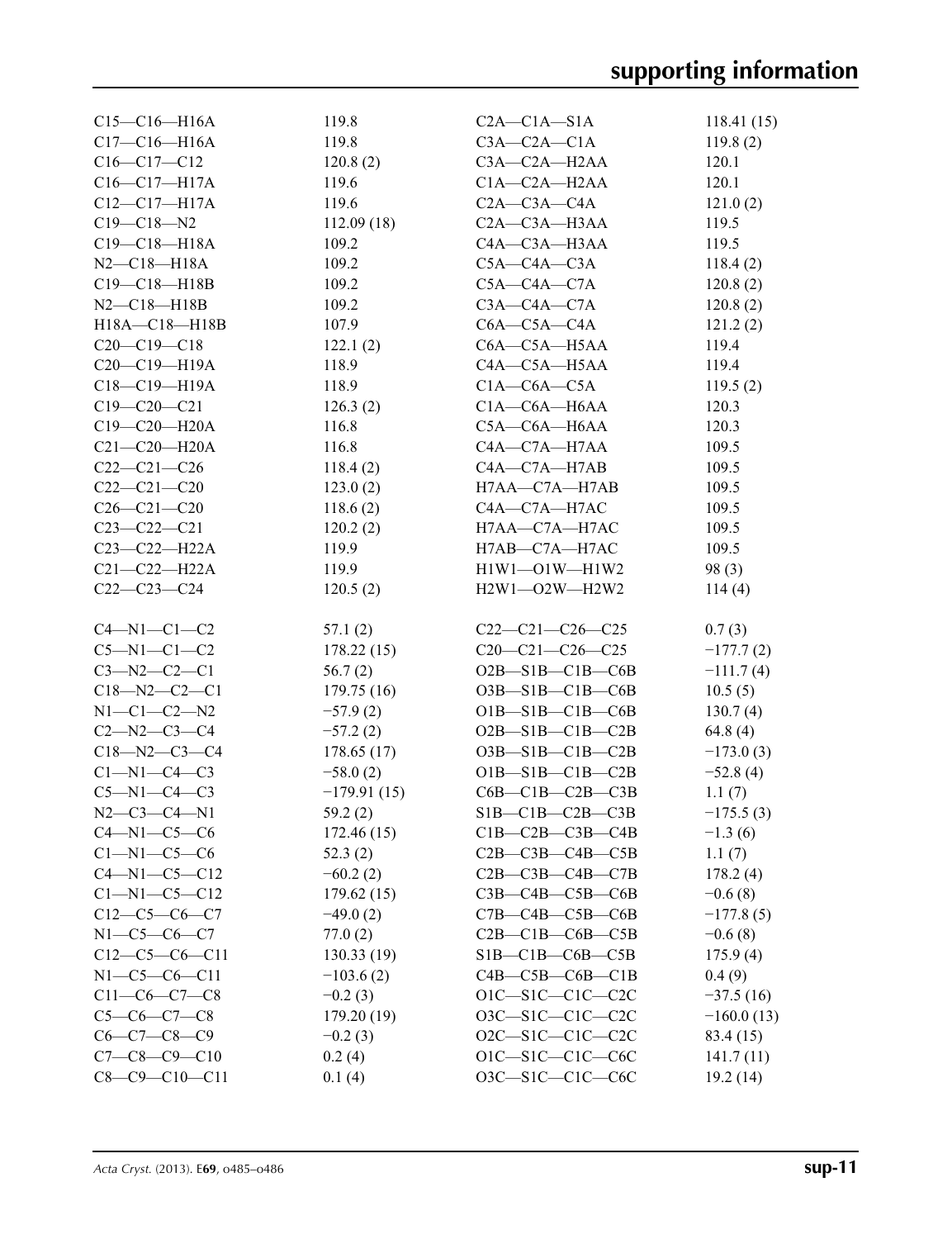| | | | |
|---|---|---|---|
| C15—C16—H16A | 119.8 | C2A—C1A—S1A | 118.41 (15) |
| C17—C16—H16A | 119.8 | C3A—C2A—C1A | 119.8 (2) |
| C16—C17—C12 | 120.8 (2) | C3A—C2A—H2AA | 120.1 |
| C16—C17—H17A | 119.6 | C1A—C2A—H2AA | 120.1 |
| C12—C17—H17A | 119.6 | C2A—C3A—C4A | 121.0 (2) |
| C19—C18—N2 | 112.09 (18) | C2A—C3A—H3AA | 119.5 |
| C19—C18—H18A | 109.2 | C4A—C3A—H3AA | 119.5 |
| N2—C18—H18A | 109.2 | C5A—C4A—C3A | 118.4 (2) |
| C19—C18—H18B | 109.2 | C5A—C4A—C7A | 120.8 (2) |
| N2—C18—H18B | 109.2 | C3A—C4A—C7A | 120.8 (2) |
| H18A—C18—H18B | 107.9 | C6A—C5A—C4A | 121.2 (2) |
| C20—C19—C18 | 122.1 (2) | C6A—C5A—H5AA | 119.4 |
| C20—C19—H19A | 118.9 | C4A—C5A—H5AA | 119.4 |
| C18—C19—H19A | 118.9 | C1A—C6A—C5A | 119.5 (2) |
| C19—C20—C21 | 126.3 (2) | C1A—C6A—H6AA | 120.3 |
| C19—C20—H20A | 116.8 | C5A—C6A—H6AA | 120.3 |
| C21—C20—H20A | 116.8 | C4A—C7A—H7AA | 109.5 |
| C22—C21—C26 | 118.4 (2) | C4A—C7A—H7AB | 109.5 |
| C22—C21—C20 | 123.0 (2) | H7AA—C7A—H7AB | 109.5 |
| C26—C21—C20 | 118.6 (2) | C4A—C7A—H7AC | 109.5 |
| C23—C22—C21 | 120.2 (2) | H7AA—C7A—H7AC | 109.5 |
| C23—C22—H22A | 119.9 | H7AB—C7A—H7AC | 109.5 |
| C21—C22—H22A | 119.9 | H1W1—O1W—H1W2 | 98 (3) |
| C22—C23—C24 | 120.5 (2) | H2W1—O2W—H2W2 | 114 (4) |

| | | | |
|---|---|---|---|
| C4—N1—C1—C2 | 57.1 (2) | C22—C21—C26—C25 | 0.7 (3) |
| C5—N1—C1—C2 | 178.22 (15) | C20—C21—C26—C25 | −177.7 (2) |
| C3—N2—C2—C1 | 56.7 (2) | O2B—S1B—C1B—C6B | −111.7 (4) |
| C18—N2—C2—C1 | 179.75 (16) | O3B—S1B—C1B—C6B | 10.5 (5) |
| N1—C1—C2—N2 | −57.9 (2) | O1B—S1B—C1B—C6B | 130.7 (4) |
| C2—N2—C3—C4 | −57.2 (2) | O2B—S1B—C1B—C2B | 64.8 (4) |
| C18—N2—C3—C4 | 178.65 (17) | O3B—S1B—C1B—C2B | −173.0 (3) |
| C1—N1—C4—C3 | −58.0 (2) | O1B—S1B—C1B—C2B | −52.8 (4) |
| C5—N1—C4—C3 | −179.91 (15) | C6B—C1B—C2B—C3B | 1.1 (7) |
| N2—C3—C4—N1 | 59.2 (2) | S1B—C1B—C2B—C3B | −175.5 (3) |
| C4—N1—C5—C6 | 172.46 (15) | C1B—C2B—C3B—C4B | −1.3 (6) |
| C1—N1—C5—C6 | 52.3 (2) | C2B—C3B—C4B—C5B | 1.1 (7) |
| C4—N1—C5—C12 | −60.2 (2) | C2B—C3B—C4B—C7B | 178.2 (4) |
| C1—N1—C5—C12 | 179.62 (15) | C3B—C4B—C5B—C6B | −0.6 (8) |
| C12—C5—C6—C7 | −49.0 (2) | C7B—C4B—C5B—C6B | −177.8 (5) |
| N1—C5—C6—C7 | 77.0 (2) | C2B—C1B—C6B—C5B | −0.6 (8) |
| C12—C5—C6—C11 | 130.33 (19) | S1B—C1B—C6B—C5B | 175.9 (4) |
| N1—C5—C6—C11 | −103.6 (2) | C4B—C5B—C6B—C1B | 0.4 (9) |
| C11—C6—C7—C8 | −0.2 (3) | O1C—S1C—C1C—C2C | −37.5 (16) |
| C5—C6—C7—C8 | 179.20 (19) | O3C—S1C—C1C—C2C | −160.0 (13) |
| C6—C7—C8—C9 | −0.2 (3) | O2C—S1C—C1C—C2C | 83.4 (15) |
| C7—C8—C9—C10 | 0.2 (4) | O1C—S1C—C1C—C6C | 141.7 (11) |
| C8—C9—C10—C11 | 0.1 (4) | O3C—S1C—C1C—C6C | 19.2 (14) |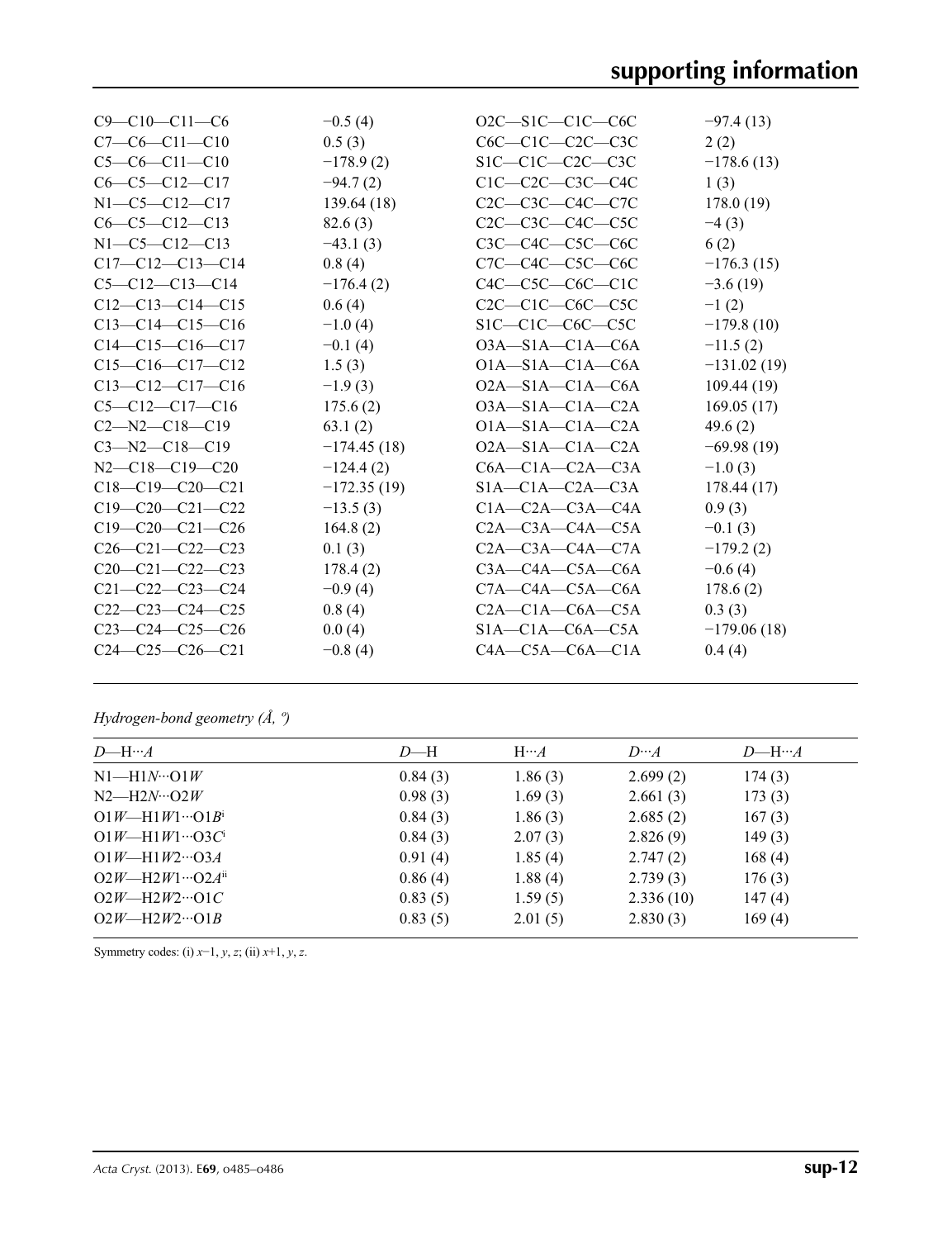| | | | |
|---|---|---|---|
| C9—C10—C11—C6 | −0.5 (4) | O2C—S1C—C1C—C6C | −97.4 (13) |
| C7—C6—C11—C10 | 0.5 (3) | C6C—C1C—C2C—C3C | 2 (2) |
| C5—C6—C11—C10 | −178.9 (2) | S1C—C1C—C2C—C3C | −178.6 (13) |
| C6—C5—C12—C17 | −94.7 (2) | C1C—C2C—C3C—C4C | 1 (3) |
| N1—C5—C12—C17 | 139.64 (18) | C2C—C3C—C4C—C7C | 178.0 (19) |
| C6—C5—C12—C13 | 82.6 (3) | C2C—C3C—C4C—C5C | −4 (3) |
| N1—C5—C12—C13 | −43.1 (3) | C3C—C4C—C5C—C6C | 6 (2) |
| C17—C12—C13—C14 | 0.8 (4) | C7C—C4C—C5C—C6C | −176.3 (15) |
| C5—C12—C13—C14 | −176.4 (2) | C4C—C5C—C6C—C1C | −3.6 (19) |
| C12—C13—C14—C15 | 0.6 (4) | C2C—C1C—C6C—C5C | −1 (2) |
| C13—C14—C15—C16 | −1.0 (4) | S1C—C1C—C6C—C5C | −179.8 (10) |
| C14—C15—C16—C17 | −0.1 (4) | O3A—S1A—C1A—C6A | −11.5 (2) |
| C15—C16—C17—C12 | 1.5 (3) | O1A—S1A—C1A—C6A | −131.02 (19) |
| C13—C12—C17—C16 | −1.9 (3) | O2A—S1A—C1A—C6A | 109.44 (19) |
| C5—C12—C17—C16 | 175.6 (2) | O3A—S1A—C1A—C2A | 169.05 (17) |
| C2—N2—C18—C19 | 63.1 (2) | O1A—S1A—C1A—C2A | 49.6 (2) |
| C3—N2—C18—C19 | −174.45 (18) | O2A—S1A—C1A—C2A | −69.98 (19) |
| N2—C18—C19—C20 | −124.4 (2) | C6A—C1A—C2A—C3A | −1.0 (3) |
| C18—C19—C20—C21 | −172.35 (19) | S1A—C1A—C2A—C3A | 178.44 (17) |
| C19—C20—C21—C22 | −13.5 (3) | C1A—C2A—C3A—C4A | 0.9 (3) |
| C19—C20—C21—C26 | 164.8 (2) | C2A—C3A—C4A—C5A | −0.1 (3) |
| C26—C21—C22—C23 | 0.1 (3) | C2A—C3A—C4A—C7A | −179.2 (2) |
| C20—C21—C22—C23 | 178.4 (2) | C3A—C4A—C5A—C6A | −0.6 (4) |
| C21—C22—C23—C24 | −0.9 (4) | C7A—C4A—C5A—C6A | 178.6 (2) |
| C22—C23—C24—C25 | 0.8 (4) | C2A—C1A—C6A—C5A | 0.3 (3) |
| C23—C24—C25—C26 | 0.0 (4) | S1A—C1A—C6A—C5A | −179.06 (18) |
| C24—C25—C26—C21 | −0.8 (4) | C4A—C5A—C6A—C1A | 0.4 (4) |

*Hydrogen-bond geometry (Å, º)*

| *D*—H···*A* | *D*—H | H···*A* | *D*···*A* | *D*—H···*A* |
|---|---|---|---|---|
| N1—H1*N*···O1*W* | 0.84 (3) | 1.86 (3) | 2.699 (2) | 174 (3) |
| N2—H2*N*···O2*W* | 0.98 (3) | 1.69 (3) | 2.661 (3) | 173 (3) |
| O1*W*—H1*W*1···O1*B*[i] | 0.84 (3) | 1.86 (3) | 2.685 (2) | 167 (3) |
| O1*W*—H1*W*1···O3*C*[i] | 0.84 (3) | 2.07 (3) | 2.826 (9) | 149 (3) |
| O1*W*—H1*W*2···O3*A* | 0.91 (4) | 1.85 (4) | 2.747 (2) | 168 (4) |
| O2*W*—H2*W*1···O2*A*[ii] | 0.86 (4) | 1.88 (4) | 2.739 (3) | 176 (3) |
| O2*W*—H2*W*2···O1*C* | 0.83 (5) | 1.59 (5) | 2.336 (10) | 147 (4) |
| O2*W*—H2*W*2···O1*B* | 0.83 (5) | 2.01 (5) | 2.830 (3) | 169 (4) |

Symmetry codes: (i) *x*−1, *y*, *z*; (ii) *x*+1, *y*, *z*.